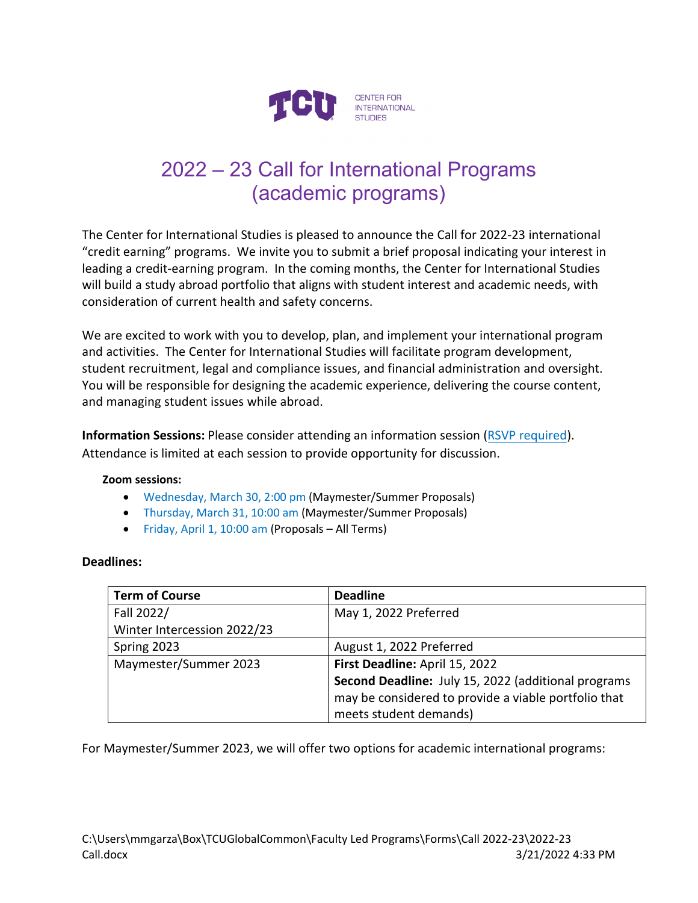TCU CENTER FOR INTERNATIONAL STUDIES

# 2022 – 23 Call for International Programs (academic programs)

The Center for International Studies is pleased to announce the Call for 2022-23 international "credit earning" programs. We invite you to submit a brief proposal indicating your interest in leading a credit-earning program. In the coming months, the Center for International Studies will build a study abroad portfolio that aligns with student interest and academic needs, with consideration of current health and safety concerns.

We are excited to work with you to develop, plan, and implement your international program and activities. The Center for International Studies will facilitate program development, student recruitment, legal and compliance issues, and financial administration and oversight. You will be responsible for designing the academic experience, delivering the course content, and managing student issues while abroad.

**Information Sessions:** Please consider attending an information session (RSVP required). Attendance is limited at each session to provide opportunity for discussion.

**Zoom sessions:**

- Wednesday, March 30, 2:00 pm (Maymester/Summer Proposals)
- Thursday, March 31, 10:00 am (Maymester/Summer Proposals)
- Friday, April 1, 10:00 am (Proposals – All Terms)

**Deadlines:**

| Term of Course | Deadline |
|---|---|
| Fall 2022/ Winter Intercession 2022/23 | May 1, 2022 Preferred |
| Spring 2023 | August 1, 2022 Preferred |
| Maymester/Summer 2023 | **First Deadline:** April 15, 2022<br>**Second Deadline:** July 15, 2022 (additional programs may be considered to provide a viable portfolio that meets student demands) |

For Maymester/Summer 2023, we will offer two options for academic international programs: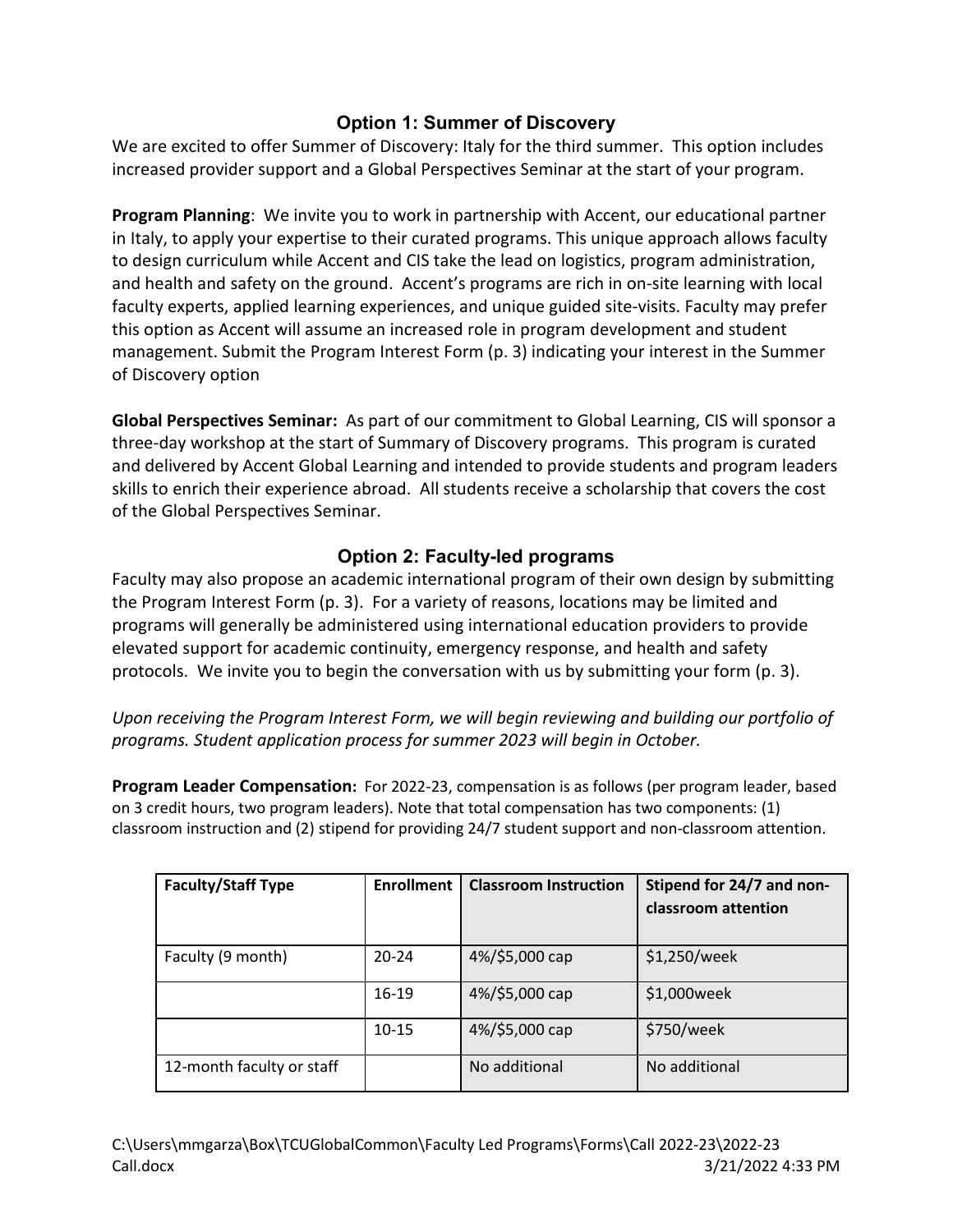## Option 1: Summer of Discovery

We are excited to offer Summer of Discovery: Italy for the third summer. This option includes increased provider support and a Global Perspectives Seminar at the start of your program.

**Program Planning**: We invite you to work in partnership with Accent, our educational partner in Italy, to apply your expertise to their curated programs. This unique approach allows faculty to design curriculum while Accent and CIS take the lead on logistics, program administration, and health and safety on the ground. Accent's programs are rich in on-site learning with local faculty experts, applied learning experiences, and unique guided site-visits. Faculty may prefer this option as Accent will assume an increased role in program development and student management. Submit the Program Interest Form (p. 3) indicating your interest in the Summer of Discovery option

**Global Perspectives Seminar:** As part of our commitment to Global Learning, CIS will sponsor a three-day workshop at the start of Summary of Discovery programs. This program is curated and delivered by Accent Global Learning and intended to provide students and program leaders skills to enrich their experience abroad. All students receive a scholarship that covers the cost of the Global Perspectives Seminar.

## Option 2: Faculty-led programs

Faculty may also propose an academic international program of their own design by submitting the Program Interest Form (p. 3). For a variety of reasons, locations may be limited and programs will generally be administered using international education providers to provide elevated support for academic continuity, emergency response, and health and safety protocols. We invite you to begin the conversation with us by submitting your form (p. 3).

*Upon receiving the Program Interest Form, we will begin reviewing and building our portfolio of programs. Student application process for summer 2023 will begin in October.*

**Program Leader Compensation:** For 2022-23, compensation is as follows (per program leader, based on 3 credit hours, two program leaders). Note that total compensation has two components: (1) classroom instruction and (2) stipend for providing 24/7 student support and non-classroom attention.

| Faculty/Staff Type | Enrollment | Classroom Instruction | Stipend for 24/7 and non-classroom attention |
|---|---|---|---|
| Faculty (9 month) | 20-24 | 4%/$5,000 cap | $1,250/week |
| | 16-19 | 4%/$5,000 cap | $1,000week |
| | 10-15 | 4%/$5,000 cap | $750/week |
| 12-month faculty or staff | | No additional | No additional |

C:\Users\mmgarza\Box\TCUGlobalCommon\Faculty Led Programs\Forms\Call 2022-23\2022-23 Call.docx 3/21/2022 4:33 PM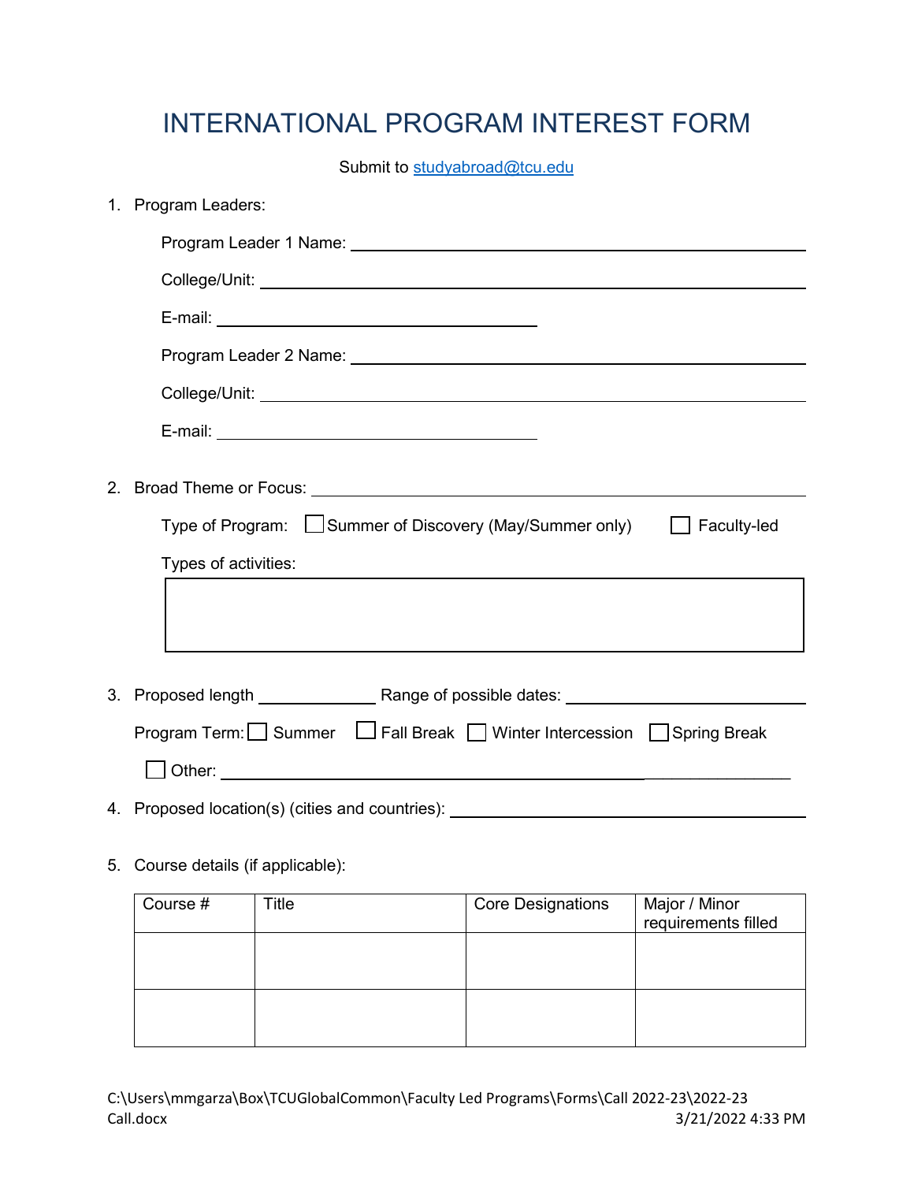# INTERNATIONAL PROGRAM INTEREST FORM

Submit to [studyabroad@tcu.edu](mailto:studyabroad@tcu.edu)

1. Program Leaders:

   Program Leader 1 Name: ______________________________

   College/Unit: ______________________________

   E-mail: ______________________________

   Program Leader 2 Name: ______________________________

   College/Unit: ______________________________

   E-mail: ______________________________

2. Broad Theme or Focus: ______________________________

   Type of Program: ☐ Summer of Discovery (May/Summer only) ☐ Faculty-led

   Types of activities:

   ______________________________

3. Proposed length __________ Range of possible dates: ______________________________

   Program Term: ☐ Summer ☐ Fall Break ☐ Winter Intercession ☐ Spring Break

   ☐ Other: ______________________________

4. Proposed location(s) (cities and countries): ______________________________

5. Course details (if applicable):

| Course # | Title | Core Designations | Major / Minor requirements filled |
|---|---|---|---|
| | | | |
| | | | |

C:\Users\mmgarza\Box\TCUGlobalCommon\Faculty Led Programs\Forms\Call 2022-23\2022-23 Call.docx 3/21/2022 4:33 PM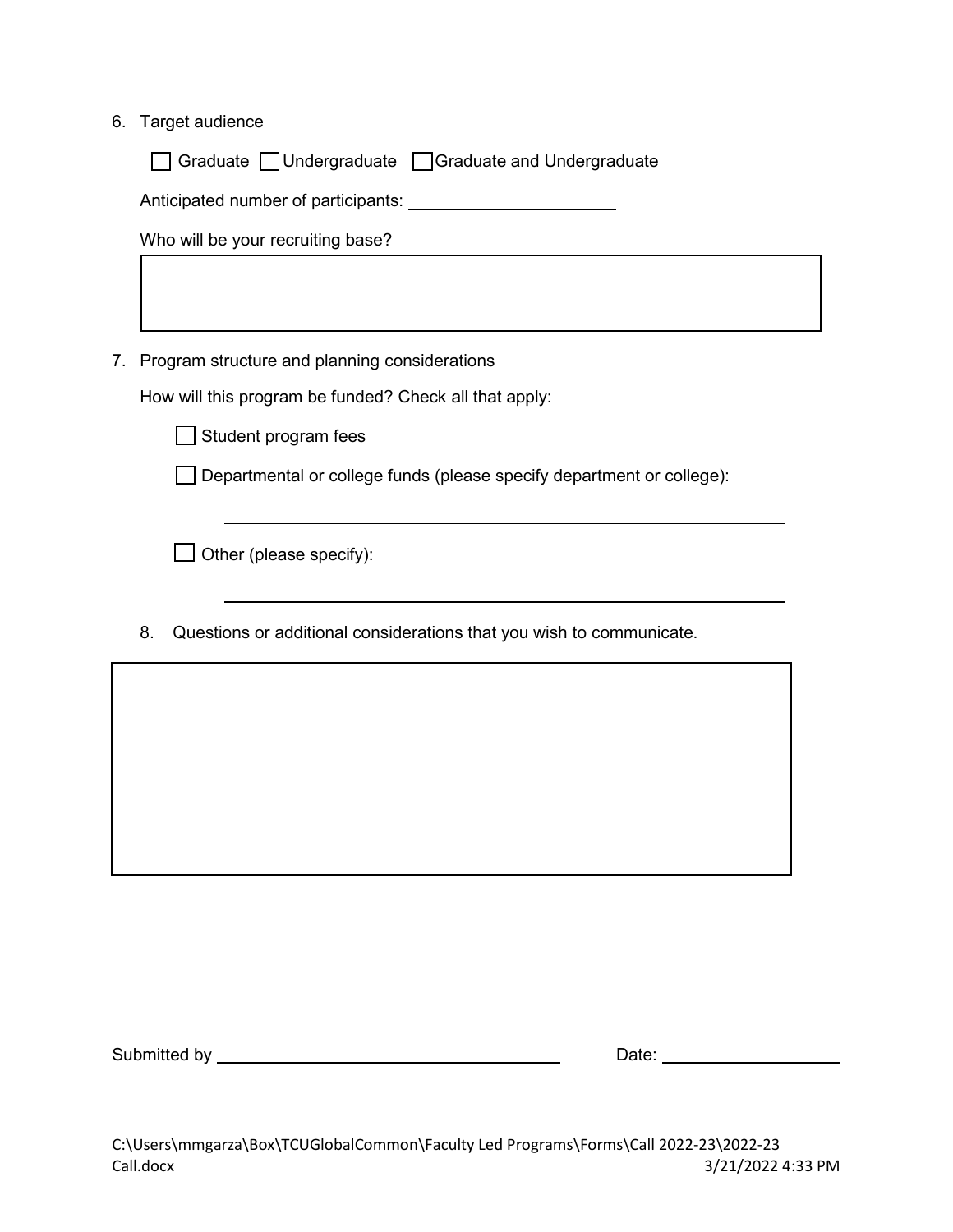6. Target audience

   ☐ Graduate ☐ Undergraduate ☐ Graduate and Undergraduate

   Anticipated number of participants: ____________________

   Who will be your recruiting base?

   |  |
   |---|
   |  |

7. Program structure and planning considerations

   How will this program be funded? Check all that apply:

   ☐ Student program fees

   ☐ Departmental or college funds (please specify department or college):

   ____________________________________________________________

   ☐ Other (please specify):

   ____________________________________________________________

8. Questions or additional considerations that you wish to communicate.

|  |
|---|
|  |

Submitted by ________________________________ Date: ________________

C:\Users\mmgarza\Box\TCUGlobalCommon\Faculty Led Programs\Forms\Call 2022-23\2022-23 Call.docx 3/21/2022 4:33 PM